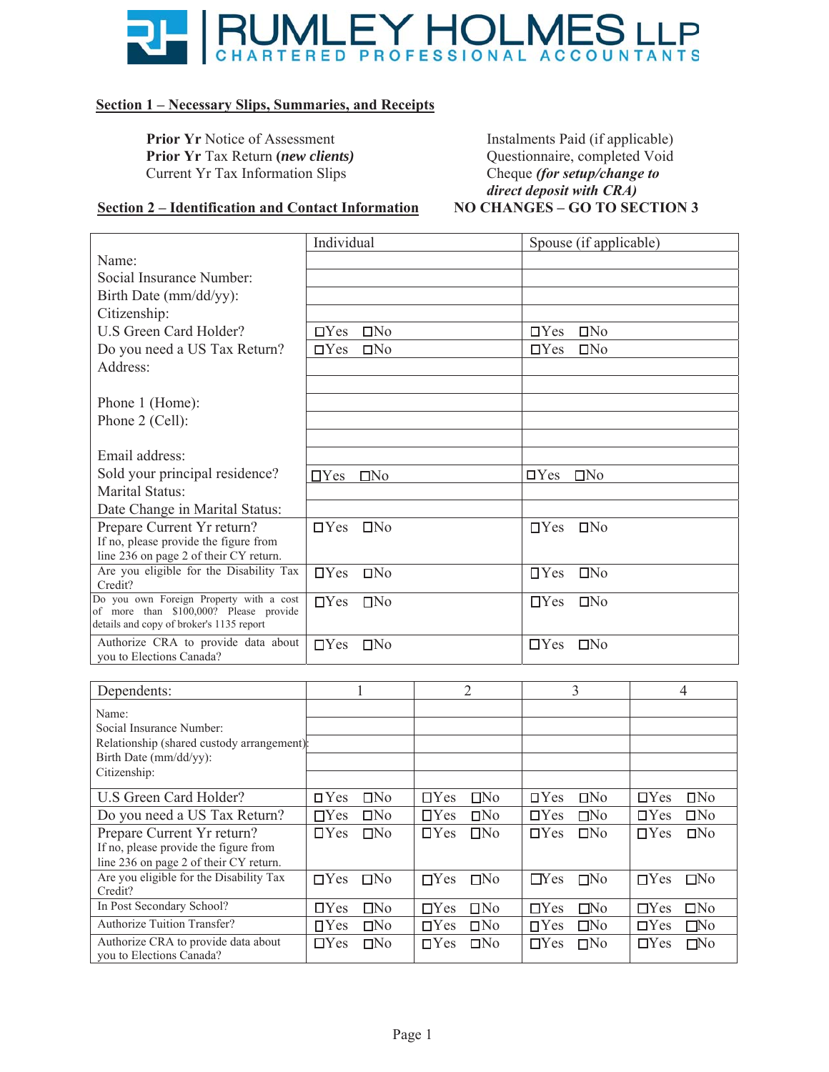# RUMLEY HOLMES LLP

CHARTERED PROFESSIONAL ACCOUNTANTS

## Section 1 – Necessary Slips, Summaries, and Receipts

**Prior Yr** Notice of Assessment
**Prior Yr** Tax Return ***(new clients)***
Current Yr Tax Information Slips

Instalments Paid (if applicable)
Questionnaire, completed Void Cheque ***(for setup/change to direct deposit with CRA)***

## Section 2 – Identification and Contact Information

**NO CHANGES – GO TO SECTION 3**

| | Individual | Spouse (if applicable) |
|---|---|---|
| Name: | | |
| Social Insurance Number: | | |
| Birth Date (mm/dd/yy): | | |
| Citizenship: | | |
| U.S Green Card Holder? | ☐Yes ☐No | ☐Yes ☐No |
| Do you need a US Tax Return? | ☐Yes ☐No | ☐Yes ☐No |
| Address: | | |
| | | |
| Phone 1 (Home): | | |
| Phone 2 (Cell): | | |
| | | |
| Email address: | | |
| Sold your principal residence? | ☐Yes ☐No | ☐Yes ☐No |
| Marital Status: | | |
| Date Change in Marital Status: | | |
| Prepare Current Yr return? If no, please provide the figure from line 236 on page 2 of their CY return. | ☐Yes ☐No | ☐Yes ☐No |
| Are you eligible for the Disability Tax Credit? | ☐Yes ☐No | ☐Yes ☐No |
| Do you own Foreign Property with a cost of more than $100,000? Please provide details and copy of broker's 1135 report | ☐Yes ☐No | ☐Yes ☐No |
| Authorize CRA to provide data about you to Elections Canada? | ☐Yes ☐No | ☐Yes ☐No |

| Dependents: | 1 | 2 | 3 | 4 |
|---|---|---|---|---|
| Name: | | | | |
| Social Insurance Number: | | | | |
| Relationship (shared custody arrangement): | | | | |
| Birth Date (mm/dd/yy): | | | | |
| Citizenship: | | | | |
| U.S Green Card Holder? | ☐Yes ☐No | ☐Yes ☐No | ☐Yes ☐No | ☐Yes ☐No |
| Do you need a US Tax Return? | ☐Yes ☐No | ☐Yes ☐No | ☐Yes ☐No | ☐Yes ☐No |
| Prepare Current Yr return? If no, please provide the figure from line 236 on page 2 of their CY return. | ☐Yes ☐No | ☐Yes ☐No | ☐Yes ☐No | ☐Yes ☐No |
| Are you eligible for the Disability Tax Credit? | ☐Yes ☐No | ☐Yes ☐No | ☐Yes ☐No | ☐Yes ☐No |
| In Post Secondary School? | ☐Yes ☐No | ☐Yes ☐No | ☐Yes ☐No | ☐Yes ☐No |
| Authorize Tuition Transfer? | ☐Yes ☐No | ☐Yes ☐No | ☐Yes ☐No | ☐Yes ☐No |
| Authorize CRA to provide data about you to Elections Canada? | ☐Yes ☐No | ☐Yes ☐No | ☐Yes ☐No | ☐Yes ☐No |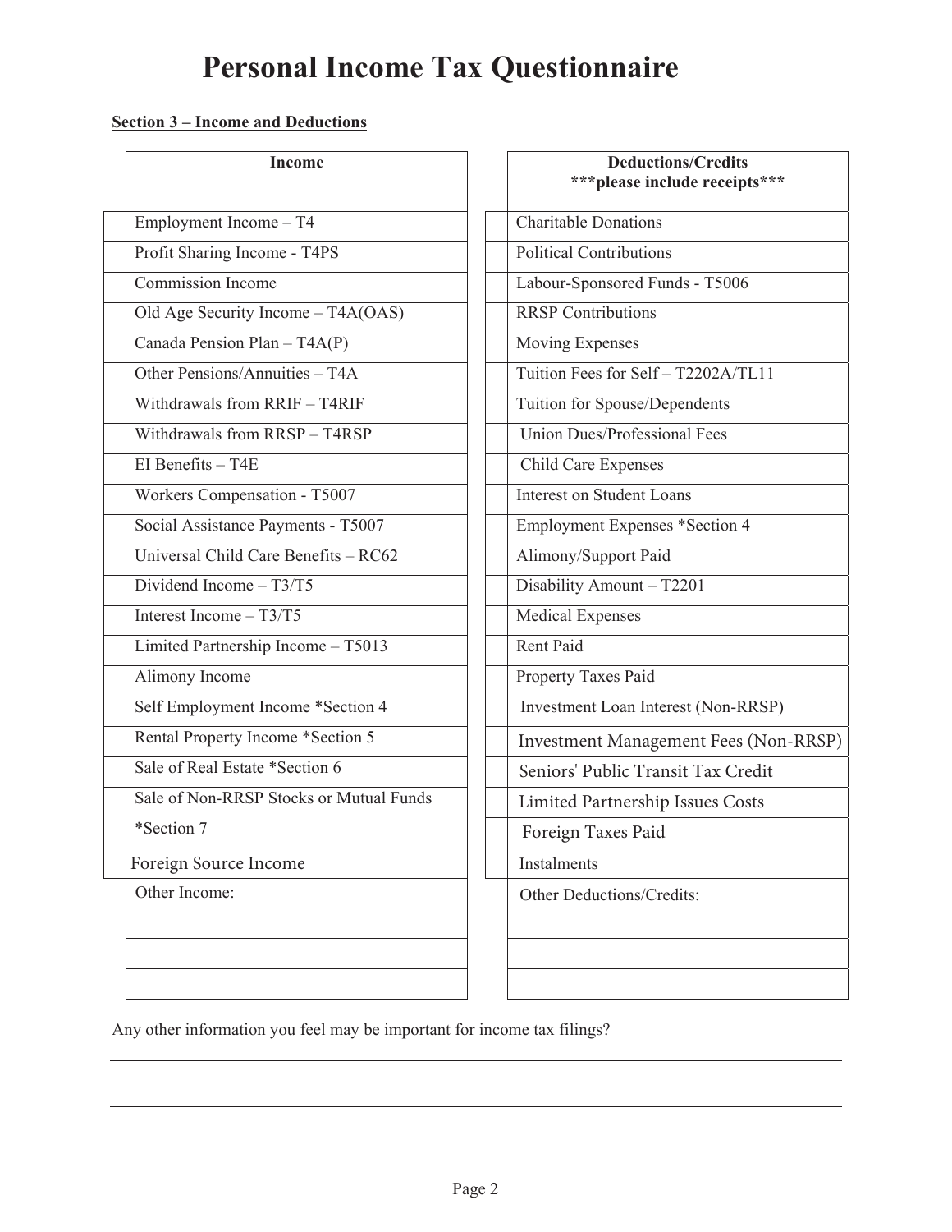# Personal Income Tax Questionnaire

**Section 3 – Income and Deductions**

| | **Income** | | **Deductions/Credits** ***please include receipts*** |
|---|---|---|---|
| | Employment Income – T4 | | Charitable Donations |
| | Profit Sharing Income - T4PS | | Political Contributions |
| | Commission Income | | Labour-Sponsored Funds - T5006 |
| | Old Age Security Income – T4A(OAS) | | RRSP Contributions |
| | Canada Pension Plan – T4A(P) | | Moving Expenses |
| | Other Pensions/Annuities – T4A | | Tuition Fees for Self – T2202A/TL11 |
| | Withdrawals from RRIF – T4RIF | | Tuition for Spouse/Dependents |
| | Withdrawals from RRSP – T4RSP | | Union Dues/Professional Fees |
| | EI Benefits – T4E | | Child Care Expenses |
| | Workers Compensation - T5007 | | Interest on Student Loans |
| | Social Assistance Payments - T5007 | | Employment Expenses *Section 4 |
| | Universal Child Care Benefits – RC62 | | Alimony/Support Paid |
| | Dividend Income – T3/T5 | | Disability Amount – T2201 |
| | Interest Income – T3/T5 | | Medical Expenses |
| | Limited Partnership Income – T5013 | | Rent Paid |
| | Alimony Income | | Property Taxes Paid |
| | Self Employment Income *Section 4 | | Investment Loan Interest (Non-RRSP) |
| | Rental Property Income *Section 5 | | Investment Management Fees (Non-RRSP) |
| | Sale of Real Estate *Section 6 | | Seniors' Public Transit Tax Credit |
| | Sale of Non-RRSP Stocks or Mutual Funds *Section 7 | | Limited Partnership Issues Costs |
| | | | Foreign Taxes Paid |
| | Foreign Source Income | | Instalments |
| | Other Income: | | Other Deductions/Credits: |
| | | | |
| | | | |
| | | | |

Any other information you feel may be important for income tax filings?

______________________________________________________________________

______________________________________________________________________

______________________________________________________________________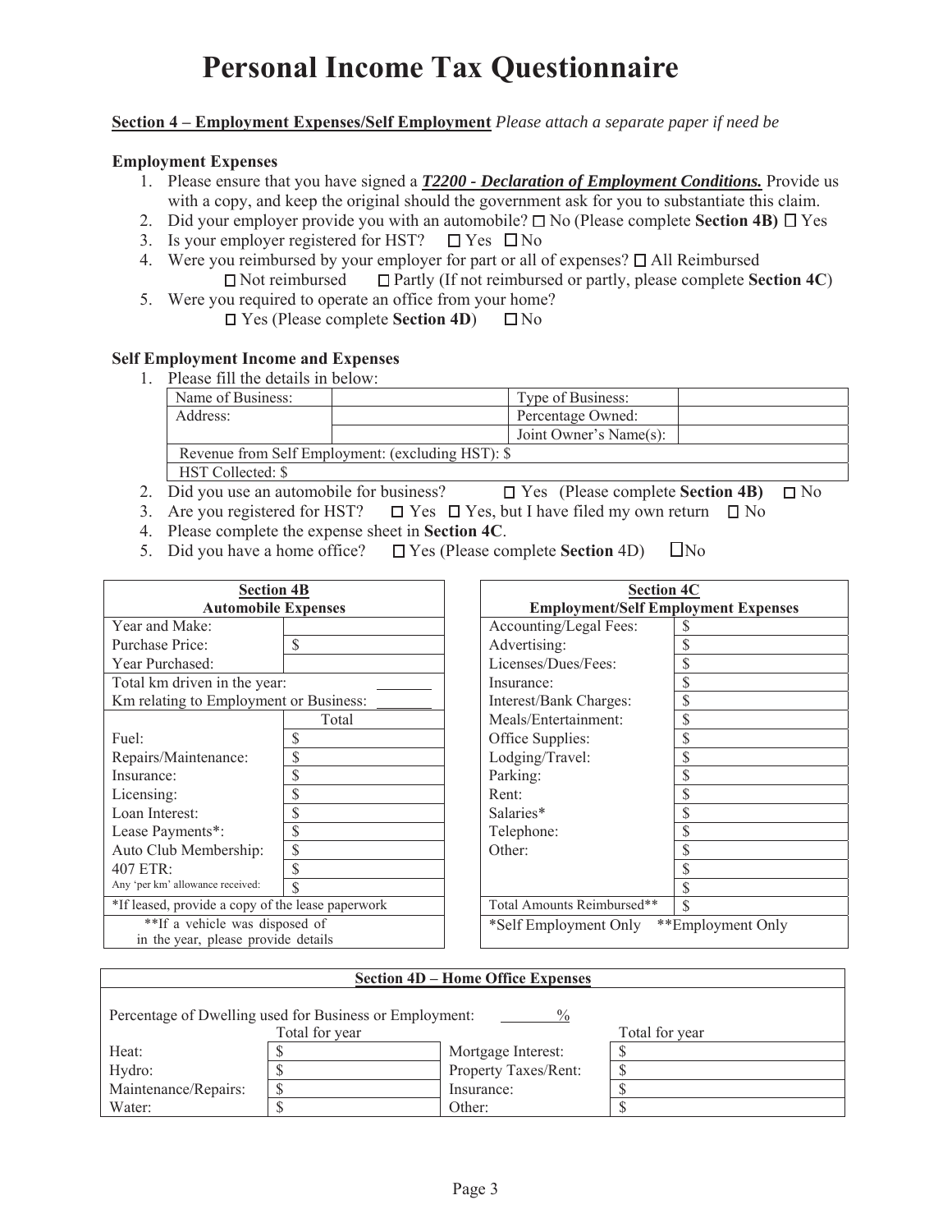# Personal Income Tax Questionnaire

**Section 4 – Employment Expenses/Self Employment** *Please attach a separate paper if need be*

**Employment Expenses**

1. Please ensure that you have signed a ***T2200 - Declaration of Employment Conditions.*** Provide us with a copy, and keep the original should the government ask for you to substantiate this claim.
2. Did your employer provide you with an automobile? ☐ No (Please complete **Section 4B)** ☐ Yes
3. Is your employer registered for HST? ☐ Yes ☐ No
4. Were you reimbursed by your employer for part or all of expenses? ☐ All Reimbursed
   ☐ Not reimbursed ☐ Partly (If not reimbursed or partly, please complete **Section 4C**)
5. Were you required to operate an office from your home?
   ☐ Yes (Please complete **Section 4D**) ☐ No

**Self Employment Income and Expenses**

1. Please fill the details in below:

| Name of Business: | | Type of Business: | |
|---|---|---|---|
| Address: | | Percentage Owned: | |
| | | Joint Owner's Name(s): | |
| Revenue from Self Employment: (excluding HST): $ | | | |
| HST Collected: $ | | | |

2. Did you use an automobile for business? ☐ Yes (Please complete **Section 4B)** ☐ No
3. Are you registered for HST? ☐ Yes ☐ Yes, but I have filed my own return ☐ No
4. Please complete the expense sheet in **Section 4C**.
5. Did you have a home office? ☐ Yes (Please complete **Section** 4D) ☐No

| **Section 4B** **Automobile Expenses** | |
|---|---|
| Year and Make: | |
| Purchase Price: | $ |
| Year Purchased: | |
| Total km driven in the year: | _______ |
| Km relating to Employment or Business: | _______ |
| | Total |
| Fuel: | $ |
| Repairs/Maintenance: | $ |
| Insurance: | $ |
| Licensing: | $ |
| Loan Interest: | $ |
| Lease Payments*: | $ |
| Auto Club Membership: | $ |
| 407 ETR: | $ |
| Any 'per km' allowance received: | $ |
| *If leased, provide a copy of the lease paperwork | |
| **If a vehicle was disposed of in the year, please provide details | |

| **Section 4C** **Employment/Self Employment Expenses** | |
|---|---|
| Accounting/Legal Fees: | $ |
| Advertising: | $ |
| Licenses/Dues/Fees: | $ |
| Insurance: | $ |
| Interest/Bank Charges: | $ |
| Meals/Entertainment: | $ |
| Office Supplies: | $ |
| Lodging/Travel: | $ |
| Parking: | $ |
| Rent: | $ |
| Salaries* | $ |
| Telephone: | $ |
| Other: | $ |
| | $ |
| | $ |
| Total Amounts Reimbursed** | $ |
| *Self Employment Only | **Employment Only |

**Section 4D – Home Office Expenses**

Percentage of Dwelling used for Business or Employment: _______%

| | Total for year | | Total for year |
|---|---|---|---|
| Heat: | $ | Mortgage Interest: | $ |
| Hydro: | $ | Property Taxes/Rent: | $ |
| Maintenance/Repairs: | $ | Insurance: | $ |
| Water: | $ | Other: | $ |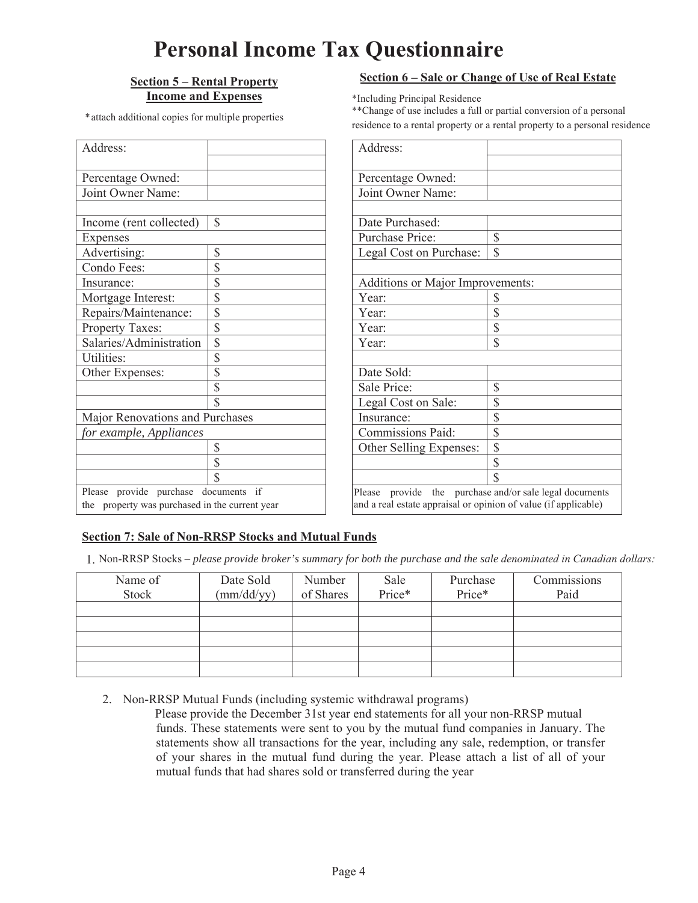# Personal Income Tax Questionnaire

## Section 5 – Rental Property Income and Expenses

*attach additional copies for multiple properties

| | |
|---|---|
| Address: | |
| | |
| Percentage Owned: | |
| Joint Owner Name: | |
| | |
| Income (rent collected) | $ |
| Expenses | |
| Advertising: | $ |
| Condo Fees: | $ |
| Insurance: | $ |
| Mortgage Interest: | $ |
| Repairs/Maintenance: | $ |
| Property Taxes: | $ |
| Salaries/Administration | $ |
| Utilities: | $ |
| Other Expenses: | $ |
| | $ |
| | $ |
| Major Renovations and Purchases | |
| *for example, Appliances* | |
| | $ |
| | $ |
| | $ |
| Please provide purchase documents if the property was purchased in the current year | |

## Section 6 – Sale or Change of Use of Real Estate

*Including Principal Residence

**Change of use includes a full or partial conversion of a personal residence to a rental property or a rental property to a personal residence

| | |
|---|---|
| Address: | |
| | |
| Percentage Owned: | |
| Joint Owner Name: | |
| | |
| Date Purchased: | |
| Purchase Price: | $ |
| Legal Cost on Purchase: | $ |
| | |
| Additions or Major Improvements: | |
| Year: | $ |
| Year: | $ |
| Year: | $ |
| Year: | $ |
| | |
| Date Sold: | |
| Sale Price: | $ |
| Legal Cost on Sale: | $ |
| Insurance: | $ |
| Commissions Paid: | $ |
| Other Selling Expenses: | $ |
| | $ |
| | $ |
| Please provide the purchase and/or sale legal documents and a real estate appraisal or opinion of value (if applicable) | |

## Section 7: Sale of Non-RRSP Stocks and Mutual Funds

1. Non-RRSP Stocks – *please provide broker's summary for both the purchase and the sale denominated in Canadian dollars:*

| Name of Stock | Date Sold (mm/dd/yy) | Number of Shares | Sale Price* | Purchase Price* | Commissions Paid |
|---|---|---|---|---|---|
| | | | | | |
| | | | | | |
| | | | | | |
| | | | | | |
| | | | | | |

2. Non-RRSP Mutual Funds (including systemic withdrawal programs)

   Please provide the December 31st year end statements for all your non-RRSP mutual funds. These statements were sent to you by the mutual fund companies in January. The statements show all transactions for the year, including any sale, redemption, or transfer of your shares in the mutual fund during the year. Please attach a list of all of your mutual funds that had shares sold or transferred during the year